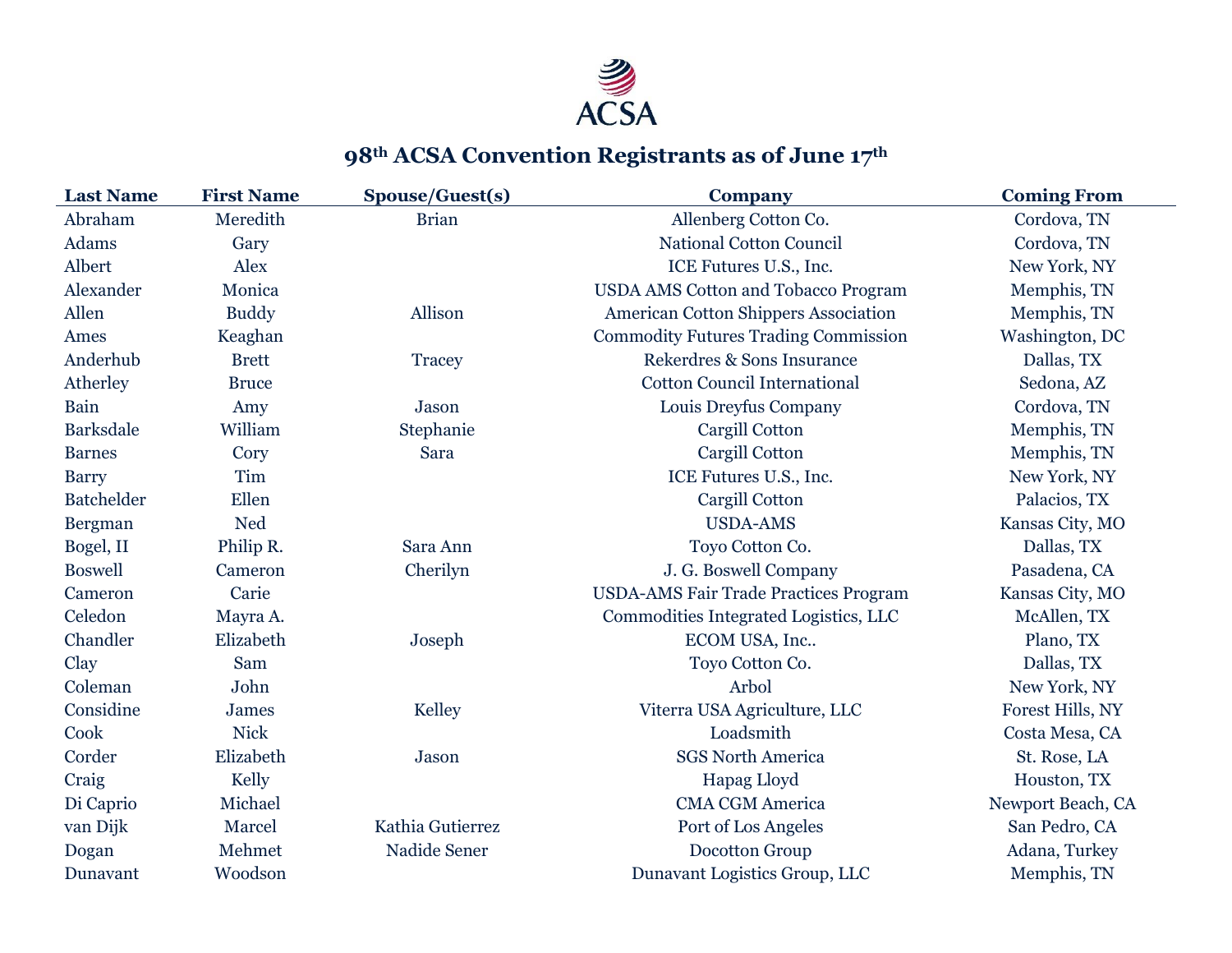ACSA

# 98th ACSA Convention Registrants as of June 17th

| Last Name | First Name | Spouse/Guest(s) | Company | Coming From |
|---|---|---|---|---|
| Abraham | Meredith | Brian | Allenberg Cotton Co. | Cordova, TN |
| Adams | Gary | | National Cotton Council | Cordova, TN |
| Albert | Alex | | ICE Futures U.S., Inc. | New York, NY |
| Alexander | Monica | | USDA AMS Cotton and Tobacco Program | Memphis, TN |
| Allen | Buddy | Allison | American Cotton Shippers Association | Memphis, TN |
| Ames | Keaghan | | Commodity Futures Trading Commission | Washington, DC |
| Anderhub | Brett | Tracey | Rekerdres & Sons Insurance | Dallas, TX |
| Atherley | Bruce | | Cotton Council International | Sedona, AZ |
| Bain | Amy | Jason | Louis Dreyfus Company | Cordova, TN |
| Barksdale | William | Stephanie | Cargill Cotton | Memphis, TN |
| Barnes | Cory | Sara | Cargill Cotton | Memphis, TN |
| Barry | Tim | | ICE Futures U.S., Inc. | New York, NY |
| Batchelder | Ellen | | Cargill Cotton | Palacios, TX |
| Bergman | Ned | | USDA-AMS | Kansas City, MO |
| Bogel, II | Philip R. | Sara Ann | Toyo Cotton Co. | Dallas, TX |
| Boswell | Cameron | Cherilyn | J. G. Boswell Company | Pasadena, CA |
| Cameron | Carie | | USDA-AMS Fair Trade Practices Program | Kansas City, MO |
| Celedon | Mayra A. | | Commodities Integrated Logistics, LLC | McAllen, TX |
| Chandler | Elizabeth | Joseph | ECOM USA, Inc.. | Plano, TX |
| Clay | Sam | | Toyo Cotton Co. | Dallas, TX |
| Coleman | John | | Arbol | New York, NY |
| Considine | James | Kelley | Viterra USA Agriculture, LLC | Forest Hills, NY |
| Cook | Nick | | Loadsmith | Costa Mesa, CA |
| Corder | Elizabeth | Jason | SGS North America | St. Rose, LA |
| Craig | Kelly | | Hapag Lloyd | Houston, TX |
| Di Caprio | Michael | | CMA CGM America | Newport Beach, CA |
| van Dijk | Marcel | Kathia Gutierrez | Port of Los Angeles | San Pedro, CA |
| Dogan | Mehmet | Nadide Sener | Docotton Group | Adana, Turkey |
| Dunavant | Woodson | | Dunavant Logistics Group, LLC | Memphis, TN |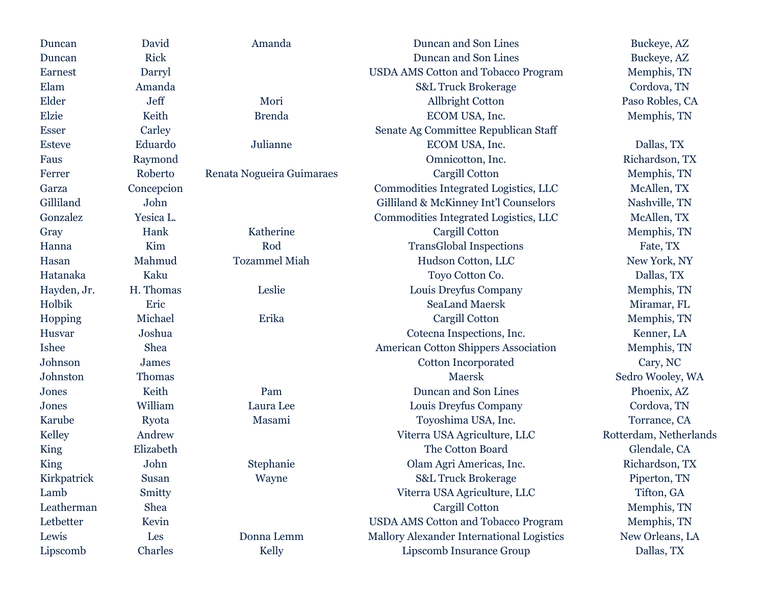| | | | | |
|---|---|---|---|---|
| Duncan | David | Amanda | Duncan and Son Lines | Buckeye, AZ |
| Duncan | Rick | | Duncan and Son Lines | Buckeye, AZ |
| Earnest | Darryl | | USDA AMS Cotton and Tobacco Program | Memphis, TN |
| Elam | Amanda | | S&L Truck Brokerage | Cordova, TN |
| Elder | Jeff | Mori | Allbright Cotton | Paso Robles, CA |
| Elzie | Keith | Brenda | ECOM USA, Inc. | Memphis, TN |
| Esser | Carley | | Senate Ag Committee Republican Staff | |
| Esteve | Eduardo | Julianne | ECOM USA, Inc. | Dallas, TX |
| Faus | Raymond | | Omnicotton, Inc. | Richardson, TX |
| Ferrer | Roberto | Renata Nogueira Guimaraes | Cargill Cotton | Memphis, TN |
| Garza | Concepcion | | Commodities Integrated Logistics, LLC | McAllen, TX |
| Gilliland | John | | Gilliland & McKinney Int'l Counselors | Nashville, TN |
| Gonzalez | Yesica L. | | Commodities Integrated Logistics, LLC | McAllen, TX |
| Gray | Hank | Katherine | Cargill Cotton | Memphis, TN |
| Hanna | Kim | Rod | TransGlobal Inspections | Fate, TX |
| Hasan | Mahmud | Tozammel Miah | Hudson Cotton, LLC | New York, NY |
| Hatanaka | Kaku | | Toyo Cotton Co. | Dallas, TX |
| Hayden, Jr. | H. Thomas | Leslie | Louis Dreyfus Company | Memphis, TN |
| Holbik | Eric | | SeaLand Maersk | Miramar, FL |
| Hopping | Michael | Erika | Cargill Cotton | Memphis, TN |
| Husvar | Joshua | | Cotecna Inspections, Inc. | Kenner, LA |
| Ishee | Shea | | American Cotton Shippers Association | Memphis, TN |
| Johnson | James | | Cotton Incorporated | Cary, NC |
| Johnston | Thomas | | Maersk | Sedro Wooley, WA |
| Jones | Keith | Pam | Duncan and Son Lines | Phoenix, AZ |
| Jones | William | Laura Lee | Louis Dreyfus Company | Cordova, TN |
| Karube | Ryota | Masami | Toyoshima USA, Inc. | Torrance, CA |
| Kelley | Andrew | | Viterra USA Agriculture, LLC | Rotterdam, Netherlands |
| King | Elizabeth | | The Cotton Board | Glendale, CA |
| King | John | Stephanie | Olam Agri Americas, Inc. | Richardson, TX |
| Kirkpatrick | Susan | Wayne | S&L Truck Brokerage | Piperton, TN |
| Lamb | Smitty | | Viterra USA Agriculture, LLC | Tifton, GA |
| Leatherman | Shea | | Cargill Cotton | Memphis, TN |
| Letbetter | Kevin | | USDA AMS Cotton and Tobacco Program | Memphis, TN |
| Lewis | Les | Donna Lemm | Mallory Alexander International Logistics | New Orleans, LA |
| Lipscomb | Charles | Kelly | Lipscomb Insurance Group | Dallas, TX |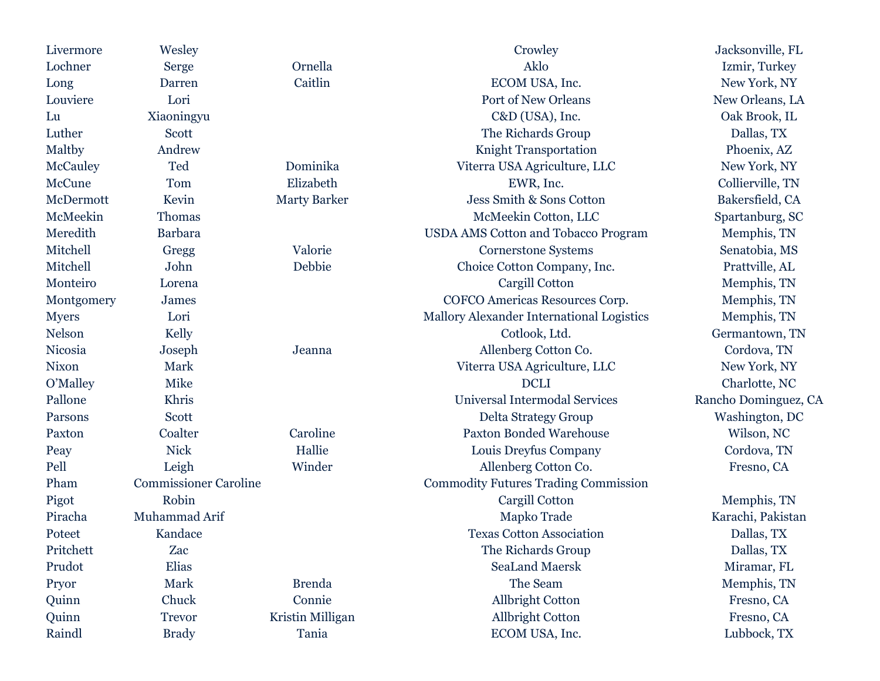| | | | | |
|---|---|---|---|---|
| Livermore | Wesley | | Crowley | Jacksonville, FL |
| Lochner | Serge | Ornella | Aklo | Izmir, Turkey |
| Long | Darren | Caitlin | ECOM USA, Inc. | New York, NY |
| Louviere | Lori | | Port of New Orleans | New Orleans, LA |
| Lu | Xiaoningyu | | C&D (USA), Inc. | Oak Brook, IL |
| Luther | Scott | | The Richards Group | Dallas, TX |
| Maltby | Andrew | | Knight Transportation | Phoenix, AZ |
| McCauley | Ted | Dominika | Viterra USA Agriculture, LLC | New York, NY |
| McCune | Tom | Elizabeth | EWR, Inc. | Collierville, TN |
| McDermott | Kevin | Marty Barker | Jess Smith & Sons Cotton | Bakersfield, CA |
| McMeekin | Thomas | | McMeekin Cotton, LLC | Spartanburg, SC |
| Meredith | Barbara | | USDA AMS Cotton and Tobacco Program | Memphis, TN |
| Mitchell | Gregg | Valorie | Cornerstone Systems | Senatobia, MS |
| Mitchell | John | Debbie | Choice Cotton Company, Inc. | Prattville, AL |
| Monteiro | Lorena | | Cargill Cotton | Memphis, TN |
| Montgomery | James | | COFCO Americas Resources Corp. | Memphis, TN |
| Myers | Lori | | Mallory Alexander International Logistics | Memphis, TN |
| Nelson | Kelly | | Cotlook, Ltd. | Germantown, TN |
| Nicosia | Joseph | Jeanna | Allenberg Cotton Co. | Cordova, TN |
| Nixon | Mark | | Viterra USA Agriculture, LLC | New York, NY |
| O'Malley | Mike | | DCLI | Charlotte, NC |
| Pallone | Khris | | Universal Intermodal Services | Rancho Dominguez, CA |
| Parsons | Scott | | Delta Strategy Group | Washington, DC |
| Paxton | Coalter | Caroline | Paxton Bonded Warehouse | Wilson, NC |
| Peay | Nick | Hallie | Louis Dreyfus Company | Cordova, TN |
| Pell | Leigh | Winder | Allenberg Cotton Co. | Fresno, CA |
| Pham | Commissioner Caroline | | Commodity Futures Trading Commission | |
| Pigot | Robin | | Cargill Cotton | Memphis, TN |
| Piracha | Muhammad Arif | | Mapko Trade | Karachi, Pakistan |
| Poteet | Kandace | | Texas Cotton Association | Dallas, TX |
| Pritchett | Zac | | The Richards Group | Dallas, TX |
| Prudot | Elias | | SeaLand Maersk | Miramar, FL |
| Pryor | Mark | Brenda | The Seam | Memphis, TN |
| Quinn | Chuck | Connie | Allbright Cotton | Fresno, CA |
| Quinn | Trevor | Kristin Milligan | Allbright Cotton | Fresno, CA |
| Raindl | Brady | Tania | ECOM USA, Inc. | Lubbock, TX |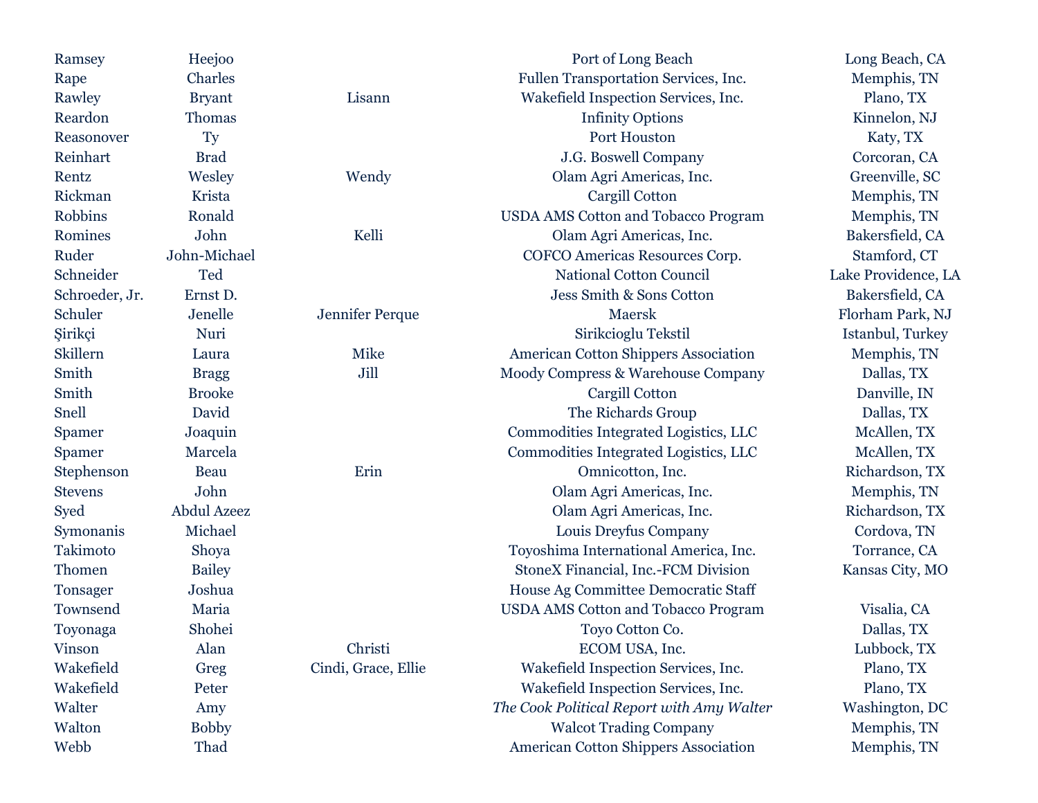| | | | | |
|---|---|---|---|---|
| Ramsey | Heejoo | | Port of Long Beach | Long Beach, CA |
| Rape | Charles | | Fullen Transportation Services, Inc. | Memphis, TN |
| Rawley | Bryant | Lisann | Wakefield Inspection Services, Inc. | Plano, TX |
| Reardon | Thomas | | Infinity Options | Kinnelon, NJ |
| Reasonover | Ty | | Port Houston | Katy, TX |
| Reinhart | Brad | | J.G. Boswell Company | Corcoran, CA |
| Rentz | Wesley | Wendy | Olam Agri Americas, Inc. | Greenville, SC |
| Rickman | Krista | | Cargill Cotton | Memphis, TN |
| Robbins | Ronald | | USDA AMS Cotton and Tobacco Program | Memphis, TN |
| Romines | John | Kelli | Olam Agri Americas, Inc. | Bakersfield, CA |
| Ruder | John-Michael | | COFCO Americas Resources Corp. | Stamford, CT |
| Schneider | Ted | | National Cotton Council | Lake Providence, LA |
| Schroeder, Jr. | Ernst D. | | Jess Smith & Sons Cotton | Bakersfield, CA |
| Schuler | Jenelle | Jennifer Perque | Maersk | Florham Park, NJ |
| Şirikçi | Nuri | | Sirikcioglu Tekstil | Istanbul, Turkey |
| Skillern | Laura | Mike | American Cotton Shippers Association | Memphis, TN |
| Smith | Bragg | Jill | Moody Compress & Warehouse Company | Dallas, TX |
| Smith | Brooke | | Cargill Cotton | Danville, IN |
| Snell | David | | The Richards Group | Dallas, TX |
| Spamer | Joaquin | | Commodities Integrated Logistics, LLC | McAllen, TX |
| Spamer | Marcela | | Commodities Integrated Logistics, LLC | McAllen, TX |
| Stephenson | Beau | Erin | Omnicotton, Inc. | Richardson, TX |
| Stevens | John | | Olam Agri Americas, Inc. | Memphis, TN |
| Syed | Abdul Azeez | | Olam Agri Americas, Inc. | Richardson, TX |
| Symonanis | Michael | | Louis Dreyfus Company | Cordova, TN |
| Takimoto | Shoya | | Toyoshima International America, Inc. | Torrance, CA |
| Thomen | Bailey | | StoneX Financial, Inc.-FCM Division | Kansas City, MO |
| Tonsager | Joshua | | House Ag Committee Democratic Staff | |
| Townsend | Maria | | USDA AMS Cotton and Tobacco Program | Visalia, CA |
| Toyonaga | Shohei | | Toyo Cotton Co. | Dallas, TX |
| Vinson | Alan | Christi | ECOM USA, Inc. | Lubbock, TX |
| Wakefield | Greg | Cindi, Grace, Ellie | Wakefield Inspection Services, Inc. | Plano, TX |
| Wakefield | Peter | | Wakefield Inspection Services, Inc. | Plano, TX |
| Walter | Amy | | *The Cook Political Report with Amy Walter* | Washington, DC |
| Walton | Bobby | | Walcot Trading Company | Memphis, TN |
| Webb | Thad | | American Cotton Shippers Association | Memphis, TN |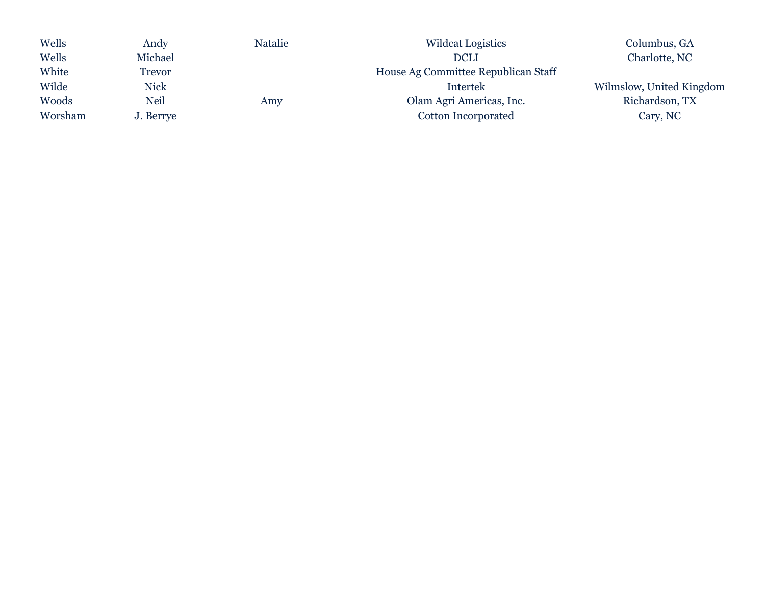| | | | | |
|---|---|---|---|---|
| Wells | Andy | Natalie | Wildcat Logistics | Columbus, GA |
| Wells | Michael | | DCLI | Charlotte, NC |
| White | Trevor | | House Ag Committee Republican Staff | |
| Wilde | Nick | | Intertek | Wilmslow, United Kingdom |
| Woods | Neil | Amy | Olam Agri Americas, Inc. | Richardson, TX |
| Worsham | J. Berrye | | Cotton Incorporated | Cary, NC |